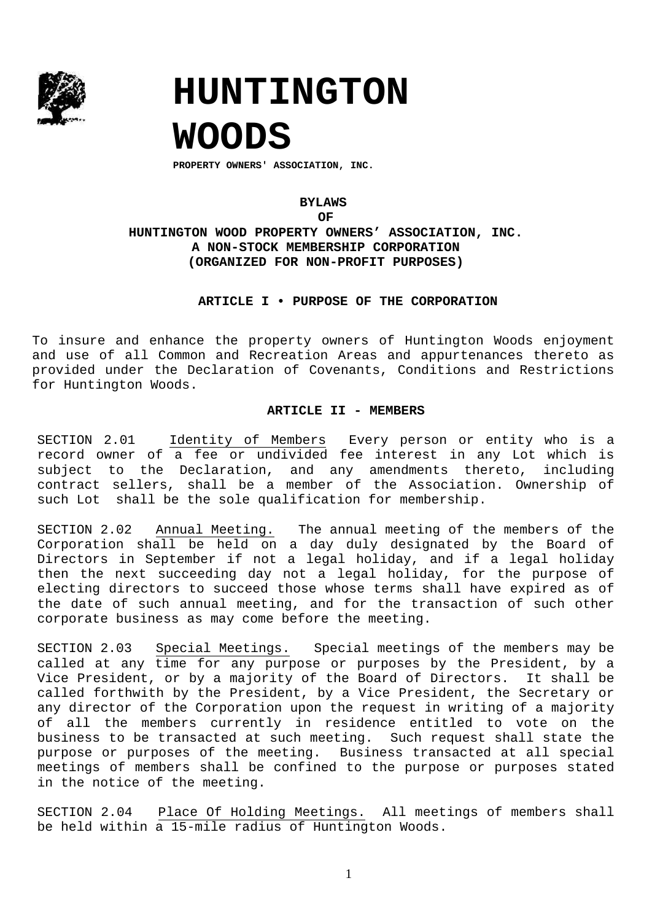# HUNTINGTON WOODS

**PROPERTY OWNERS' ASSOCIATION, INC.**

**BYLAWS**
**OF**
**HUNTINGTON WOOD PROPERTY OWNERS' ASSOCIATION, INC.**
**A NON-STOCK MEMBERSHIP CORPORATION**
**(ORGANIZED FOR NON-PROFIT PURPOSES)**

## ARTICLE I • PURPOSE OF THE CORPORATION

To insure and enhance the property owners of Huntington Woods enjoyment and use of all Common and Recreation Areas and appurtenances thereto as provided under the Declaration of Covenants, Conditions and Restrictions for Huntington Woods.

## ARTICLE II - MEMBERS

SECTION 2.01 Identity of Members Every person or entity who is a record owner of a fee or undivided fee interest in any Lot which is subject to the Declaration, and any amendments thereto, including contract sellers, shall be a member of the Association. Ownership of such Lot shall be the sole qualification for membership.

SECTION 2.02 Annual Meeting. The annual meeting of the members of the Corporation shall be held on a day duly designated by the Board of Directors in September if not a legal holiday, and if a legal holiday then the next succeeding day not a legal holiday, for the purpose of electing directors to succeed those whose terms shall have expired as of the date of such annual meeting, and for the transaction of such other corporate business as may come before the meeting.

SECTION 2.03 Special Meetings. Special meetings of the members may be called at any time for any purpose or purposes by the President, by a Vice President, or by a majority of the Board of Directors. It shall be called forthwith by the President, by a Vice President, the Secretary or any director of the Corporation upon the request in writing of a majority of all the members currently in residence entitled to vote on the business to be transacted at such meeting. Such request shall state the purpose or purposes of the meeting. Business transacted at all special meetings of members shall be confined to the purpose or purposes stated in the notice of the meeting.

SECTION 2.04 Place Of Holding Meetings. All meetings of members shall be held within a 15-mile radius of Huntington Woods.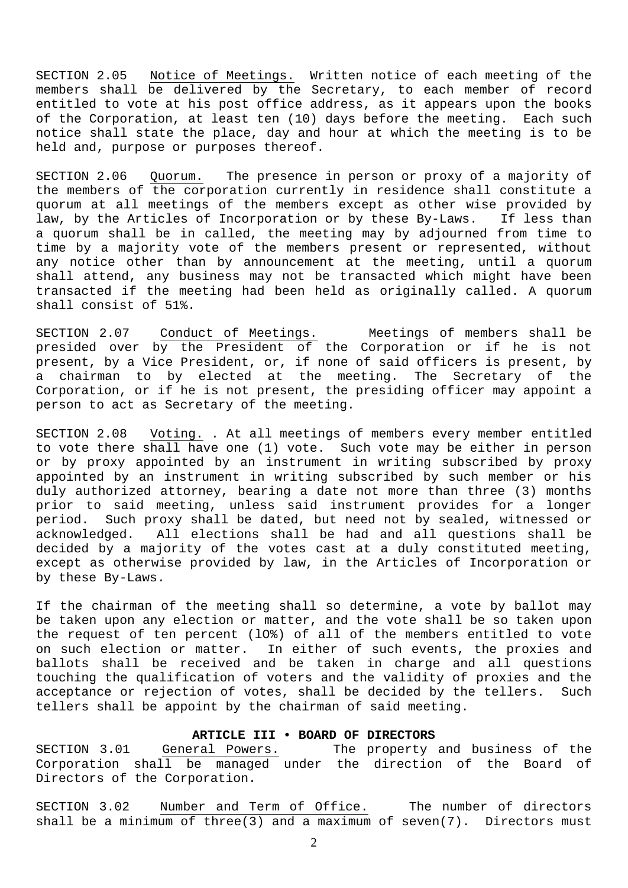SECTION 2.05 Notice of Meetings. Written notice of each meeting of the members shall be delivered by the Secretary, to each member of record entitled to vote at his post office address, as it appears upon the books of the Corporation, at least ten (10) days before the meeting. Each such notice shall state the place, day and hour at which the meeting is to be held and, purpose or purposes thereof.

SECTION 2.06 Quorum. The presence in person or proxy of a majority of the members of the corporation currently in residence shall constitute a quorum at all meetings of the members except as other wise provided by law, by the Articles of Incorporation or by these By-Laws. If less than a quorum shall be in called, the meeting may by adjourned from time to time by a majority vote of the members present or represented, without any notice other than by announcement at the meeting, until a quorum shall attend, any business may not be transacted which might have been transacted if the meeting had been held as originally called. A quorum shall consist of 51%.

SECTION 2.07 Conduct of Meetings. Meetings of members shall be presided over by the President of the Corporation or if he is not present, by a Vice President, or, if none of said officers is present, by a chairman to by elected at the meeting. The Secretary of the Corporation, or if he is not present, the presiding officer may appoint a person to act as Secretary of the meeting.

SECTION 2.08 Voting. . At all meetings of members every member entitled to vote there shall have one (1) vote. Such vote may be either in person or by proxy appointed by an instrument in writing subscribed by proxy appointed by an instrument in writing subscribed by such member or his duly authorized attorney, bearing a date not more than three (3) months prior to said meeting, unless said instrument provides for a longer period. Such proxy shall be dated, but need not by sealed, witnessed or acknowledged. All elections shall be had and all questions shall be decided by a majority of the votes cast at a duly constituted meeting, except as otherwise provided by law, in the Articles of Incorporation or by these By-Laws.

If the chairman of the meeting shall so determine, a vote by ballot may be taken upon any election or matter, and the vote shall be so taken upon the request of ten percent (lO%) of all of the members entitled to vote on such election or matter. In either of such events, the proxies and ballots shall be received and be taken in charge and all questions touching the qualification of voters and the validity of proxies and the acceptance or rejection of votes, shall be decided by the tellers. Such tellers shall be appoint by the chairman of said meeting.

## ARTICLE III • BOARD OF DIRECTORS

SECTION 3.01 General Powers. The property and business of the Corporation shall be managed under the direction of the Board of Directors of the Corporation.

SECTION 3.02 Number and Term of Office. The number of directors shall be a minimum of three(3) and a maximum of seven(7). Directors must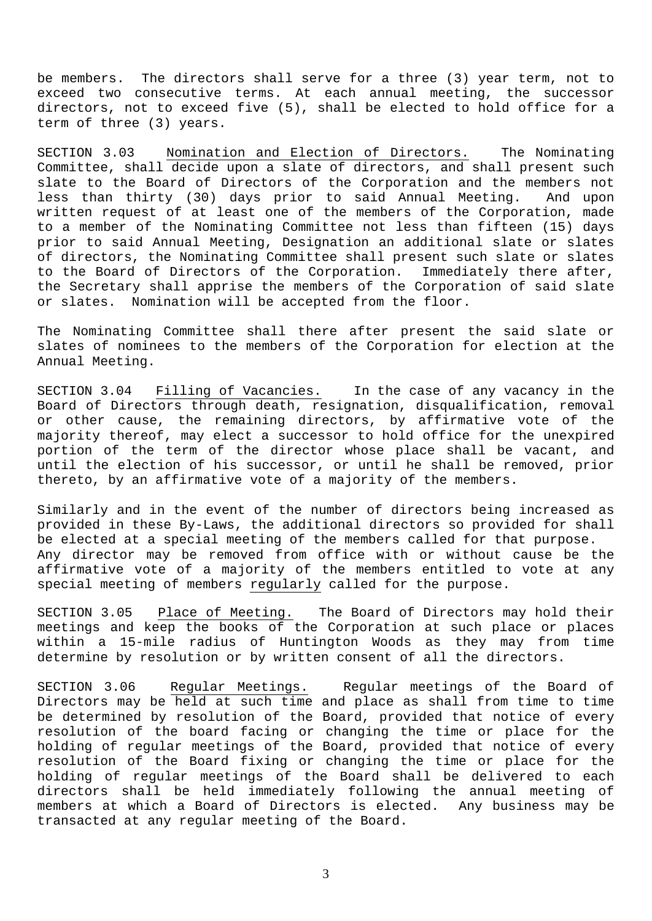be members. The directors shall serve for a three (3) year term, not to exceed two consecutive terms. At each annual meeting, the successor directors, not to exceed five (5), shall be elected to hold office for a term of three (3) years.

SECTION 3.03 Nomination and Election of Directors. The Nominating Committee, shall decide upon a slate of directors, and shall present such slate to the Board of Directors of the Corporation and the members not less than thirty (30) days prior to said Annual Meeting. And upon written request of at least one of the members of the Corporation, made to a member of the Nominating Committee not less than fifteen (15) days prior to said Annual Meeting, Designation an additional slate or slates of directors, the Nominating Committee shall present such slate or slates to the Board of Directors of the Corporation. Immediately there after, the Secretary shall apprise the members of the Corporation of said slate or slates. Nomination will be accepted from the floor.

The Nominating Committee shall there after present the said slate or slates of nominees to the members of the Corporation for election at the Annual Meeting.

SECTION 3.04 Filling of Vacancies. In the case of any vacancy in the Board of Directors through death, resignation, disqualification, removal or other cause, the remaining directors, by affirmative vote of the majority thereof, may elect a successor to hold office for the unexpired portion of the term of the director whose place shall be vacant, and until the election of his successor, or until he shall be removed, prior thereto, by an affirmative vote of a majority of the members.

Similarly and in the event of the number of directors being increased as provided in these By-Laws, the additional directors so provided for shall be elected at a special meeting of the members called for that purpose. Any director may be removed from office with or without cause be the affirmative vote of a majority of the members entitled to vote at any special meeting of members regularly called for the purpose.

SECTION 3.05 Place of Meeting. The Board of Directors may hold their meetings and keep the books of the Corporation at such place or places within a 15-mile radius of Huntington Woods as they may from time determine by resolution or by written consent of all the directors.

SECTION 3.06 Regular Meetings. Regular meetings of the Board of Directors may be held at such time and place as shall from time to time be determined by resolution of the Board, provided that notice of every resolution of the board facing or changing the time or place for the holding of regular meetings of the Board, provided that notice of every resolution of the Board fixing or changing the time or place for the holding of regular meetings of the Board shall be delivered to each directors shall be held immediately following the annual meeting of members at which a Board of Directors is elected. Any business may be transacted at any regular meeting of the Board.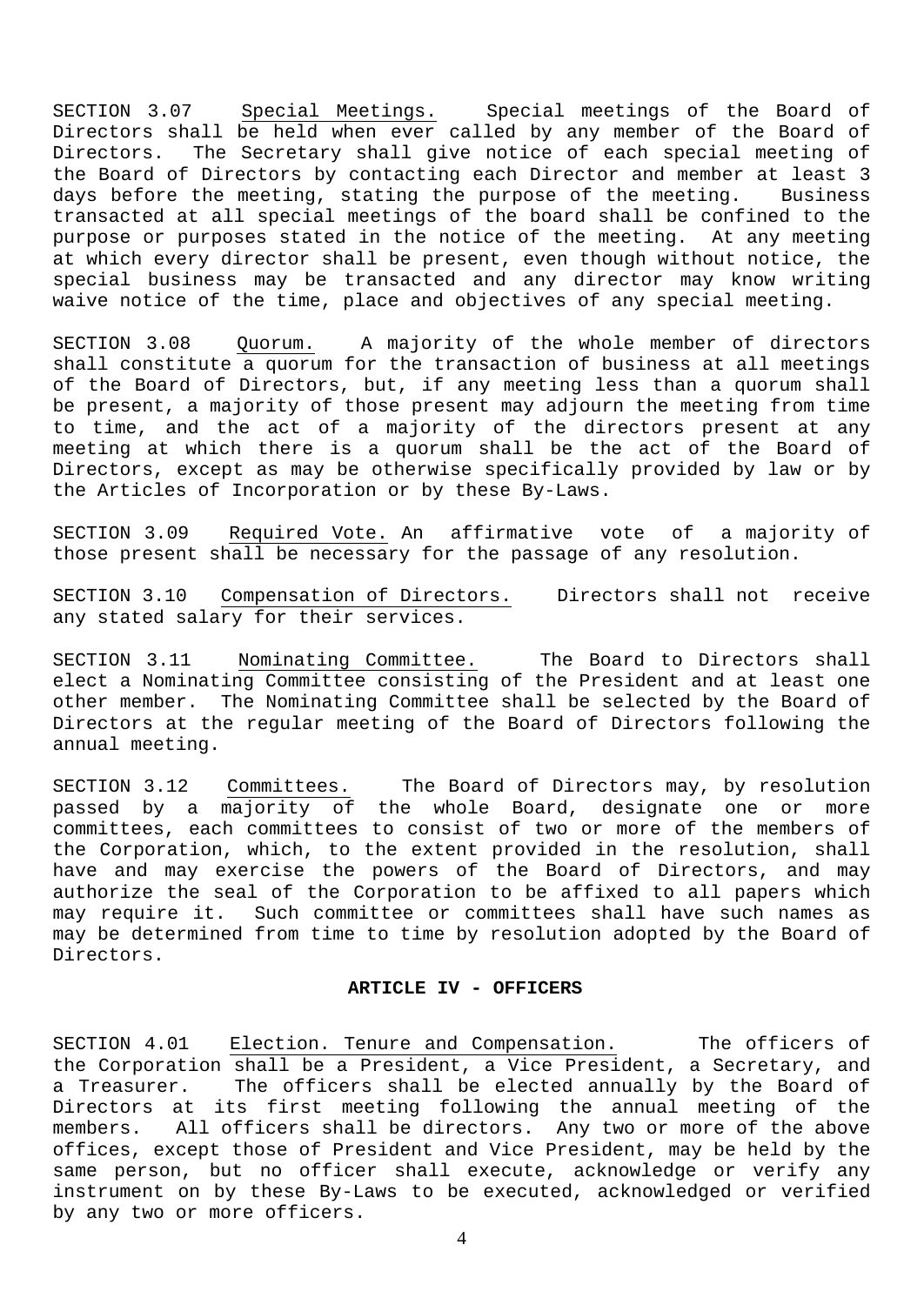SECTION 3.07 Special Meetings. Special meetings of the Board of Directors shall be held when ever called by any member of the Board of Directors. The Secretary shall give notice of each special meeting of the Board of Directors by contacting each Director and member at least 3 days before the meeting, stating the purpose of the meeting. Business transacted at all special meetings of the board shall be confined to the purpose or purposes stated in the notice of the meeting. At any meeting at which every director shall be present, even though without notice, the special business may be transacted and any director may know writing waive notice of the time, place and objectives of any special meeting.

SECTION 3.08 Quorum. A majority of the whole member of directors shall constitute a quorum for the transaction of business at all meetings of the Board of Directors, but, if any meeting less than a quorum shall be present, a majority of those present may adjourn the meeting from time to time, and the act of a majority of the directors present at any meeting at which there is a quorum shall be the act of the Board of Directors, except as may be otherwise specifically provided by law or by the Articles of Incorporation or by these By-Laws.

SECTION 3.09 Required Vote. An affirmative vote of a majority of those present shall be necessary for the passage of any resolution.

SECTION 3.10 Compensation of Directors. Directors shall not receive any stated salary for their services.

SECTION 3.11 Nominating Committee. The Board to Directors shall elect a Nominating Committee consisting of the President and at least one other member. The Nominating Committee shall be selected by the Board of Directors at the regular meeting of the Board of Directors following the annual meeting.

SECTION 3.12 Committees. The Board of Directors may, by resolution passed by a majority of the whole Board, designate one or more committees, each committees to consist of two or more of the members of the Corporation, which, to the extent provided in the resolution, shall have and may exercise the powers of the Board of Directors, and may authorize the seal of the Corporation to be affixed to all papers which may require it. Such committee or committees shall have such names as may be determined from time to time by resolution adopted by the Board of Directors.

## ARTICLE IV - OFFICERS

SECTION 4.01 Election. Tenure and Compensation. The officers of the Corporation shall be a President, a Vice President, a Secretary, and a Treasurer. The officers shall be elected annually by the Board of Directors at its first meeting following the annual meeting of the members. All officers shall be directors. Any two or more of the above offices, except those of President and Vice President, may be held by the same person, but no officer shall execute, acknowledge or verify any instrument on by these By-Laws to be executed, acknowledged or verified by any two or more officers.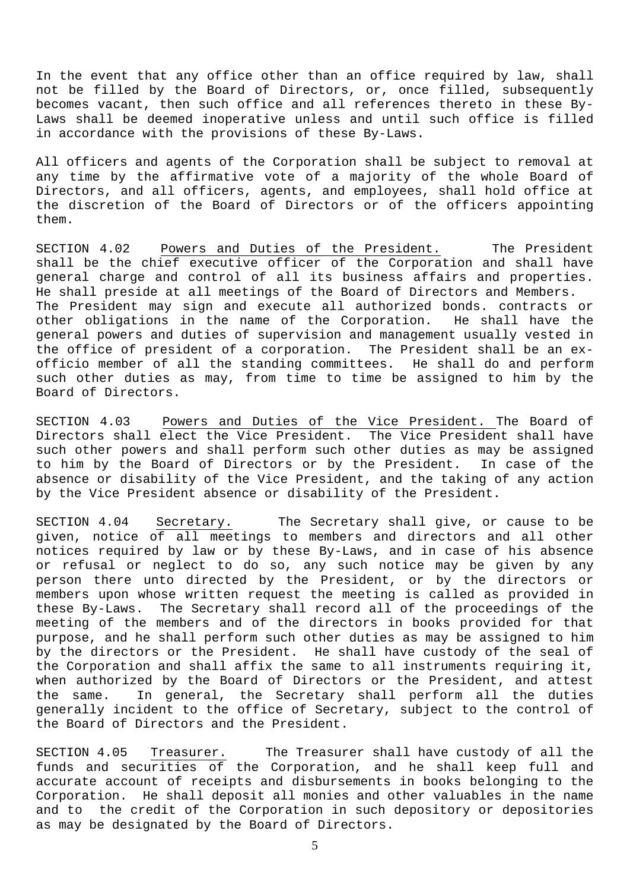In the event that any office other than an office required by law, shall not be filled by the Board of Directors, or, once filled, subsequently becomes vacant, then such office and all references thereto in these By-Laws shall be deemed inoperative unless and until such office is filled in accordance with the provisions of these By-Laws.

All officers and agents of the Corporation shall be subject to removal at any time by the affirmative vote of a majority of the whole Board of Directors, and all officers, agents, and employees, shall hold office at the discretion of the Board of Directors or of the officers appointing them.

SECTION 4.02 Powers and Duties of the President. The President shall be the chief executive officer of the Corporation and shall have general charge and control of all its business affairs and properties. He shall preside at all meetings of the Board of Directors and Members. The President may sign and execute all authorized bonds. contracts or other obligations in the name of the Corporation. He shall have the general powers and duties of supervision and management usually vested in the office of president of a corporation. The President shall be an ex-officio member of all the standing committees. He shall do and perform such other duties as may, from time to time be assigned to him by the Board of Directors.

SECTION 4.03 Powers and Duties of the Vice President. The Board of Directors shall elect the Vice President. The Vice President shall have such other powers and shall perform such other duties as may be assigned to him by the Board of Directors or by the President. In case of the absence or disability of the Vice President, and the taking of any action by the Vice President absence or disability of the President.

SECTION 4.04 Secretary. The Secretary shall give, or cause to be given, notice of all meetings to members and directors and all other notices required by law or by these By-Laws, and in case of his absence or refusal or neglect to do so, any such notice may be given by any person there unto directed by the President, or by the directors or members upon whose written request the meeting is called as provided in these By-Laws. The Secretary shall record all of the proceedings of the meeting of the members and of the directors in books provided for that purpose, and he shall perform such other duties as may be assigned to him by the directors or the President. He shall have custody of the seal of the Corporation and shall affix the same to all instruments requiring it, when authorized by the Board of Directors or the President, and attest the same. In general, the Secretary shall perform all the duties generally incident to the office of Secretary, subject to the control of the Board of Directors and the President.

SECTION 4.05 Treasurer. The Treasurer shall have custody of all the funds and securities of the Corporation, and he shall keep full and accurate account of receipts and disbursements in books belonging to the Corporation. He shall deposit all monies and other valuables in the name and to the credit of the Corporation in such depository or depositories as may be designated by the Board of Directors.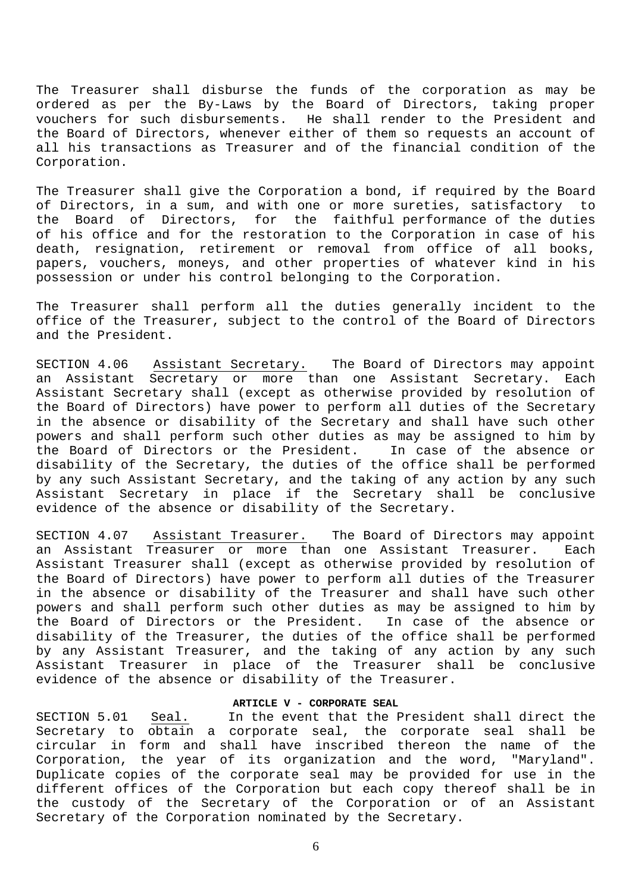The Treasurer shall disburse the funds of the corporation as may be ordered as per the By-Laws by the Board of Directors, taking proper vouchers for such disbursements. He shall render to the President and the Board of Directors, whenever either of them so requests an account of all his transactions as Treasurer and of the financial condition of the Corporation.

The Treasurer shall give the Corporation a bond, if required by the Board of Directors, in a sum, and with one or more sureties, satisfactory to the Board of Directors, for the faithful performance of the duties of his office and for the restoration to the Corporation in case of his death, resignation, retirement or removal from office of all books, papers, vouchers, moneys, and other properties of whatever kind in his possession or under his control belonging to the Corporation.

The Treasurer shall perform all the duties generally incident to the office of the Treasurer, subject to the control of the Board of Directors and the President.

SECTION 4.06 Assistant Secretary. The Board of Directors may appoint an Assistant Secretary or more than one Assistant Secretary. Each Assistant Secretary shall (except as otherwise provided by resolution of the Board of Directors) have power to perform all duties of the Secretary in the absence or disability of the Secretary and shall have such other powers and shall perform such other duties as may be assigned to him by the Board of Directors or the President. In case of the absence or disability of the Secretary, the duties of the office shall be performed by any such Assistant Secretary, and the taking of any action by any such Assistant Secretary in place if the Secretary shall be conclusive evidence of the absence or disability of the Secretary.

SECTION 4.07 Assistant Treasurer. The Board of Directors may appoint an Assistant Treasurer or more than one Assistant Treasurer. Each Assistant Treasurer shall (except as otherwise provided by resolution of the Board of Directors) have power to perform all duties of the Treasurer in the absence or disability of the Treasurer and shall have such other powers and shall perform such other duties as may be assigned to him by the Board of Directors or the President. In case of the absence or disability of the Treasurer, the duties of the office shall be performed by any Assistant Treasurer, and the taking of any action by any such Assistant Treasurer in place of the Treasurer shall be conclusive evidence of the absence or disability of the Treasurer.

## ARTICLE V - CORPORATE SEAL

SECTION 5.01 Seal. In the event that the President shall direct the Secretary to obtain a corporate seal, the corporate seal shall be circular in form and shall have inscribed thereon the name of the Corporation, the year of its organization and the word, "Maryland". Duplicate copies of the corporate seal may be provided for use in the different offices of the Corporation but each copy thereof shall be in the custody of the Secretary of the Corporation or of an Assistant Secretary of the Corporation nominated by the Secretary.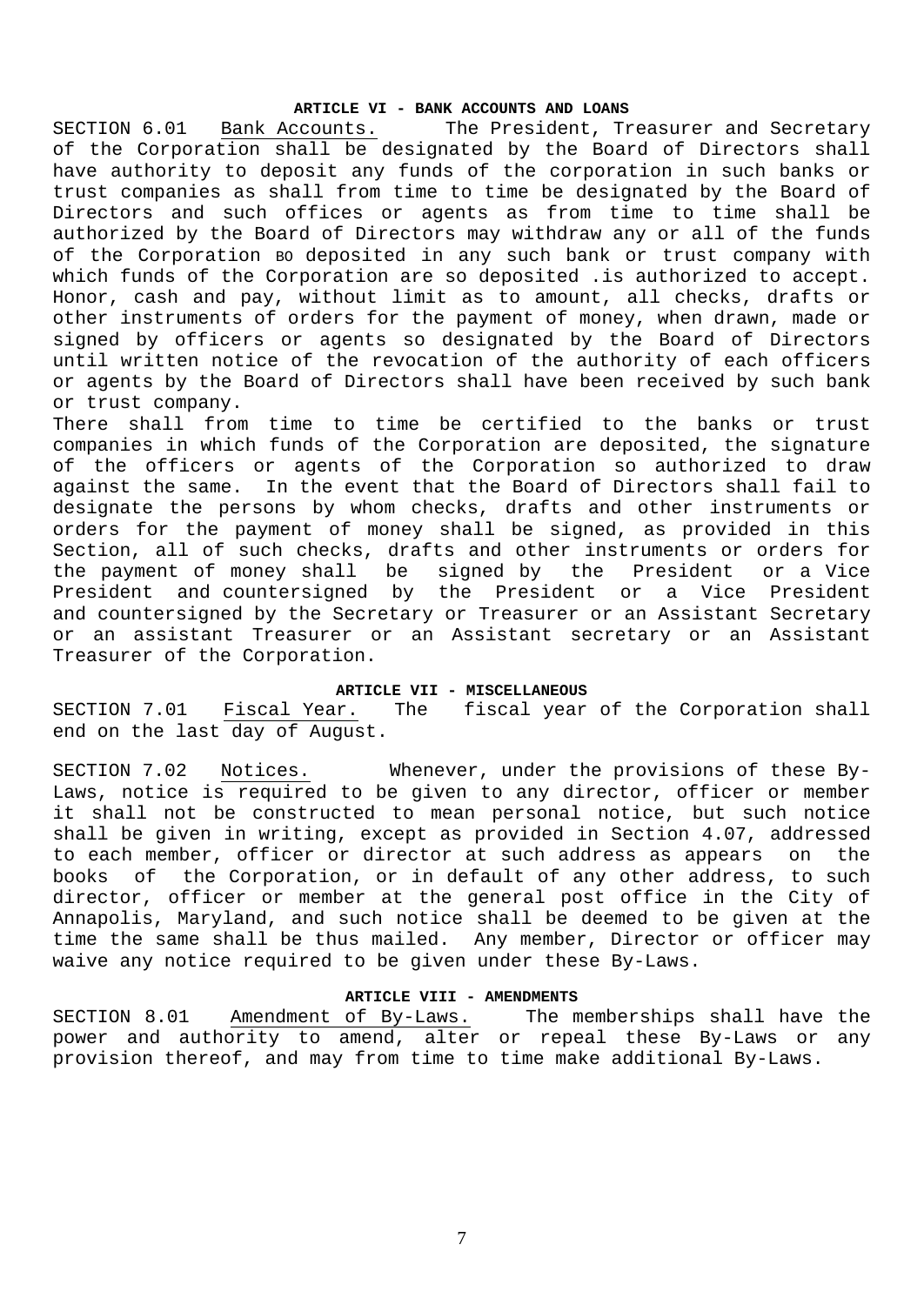## ARTICLE VI - BANK ACCOUNTS AND LOANS

SECTION 6.01 Bank Accounts. The President, Treasurer and Secretary of the Corporation shall be designated by the Board of Directors shall have authority to deposit any funds of the corporation in such banks or trust companies as shall from time to time be designated by the Board of Directors and such offices or agents as from time to time shall be authorized by the Board of Directors may withdraw any or all of the funds of the Corporation BO deposited in any such bank or trust company with which funds of the Corporation are so deposited .is authorized to accept. Honor, cash and pay, without limit as to amount, all checks, drafts or other instruments of orders for the payment of money, when drawn, made or signed by officers or agents so designated by the Board of Directors until written notice of the revocation of the authority of each officers or agents by the Board of Directors shall have been received by such bank or trust company.

There shall from time to time be certified to the banks or trust companies in which funds of the Corporation are deposited, the signature of the officers or agents of the Corporation so authorized to draw against the same. In the event that the Board of Directors shall fail to designate the persons by whom checks, drafts and other instruments or orders for the payment of money shall be signed, as provided in this Section, all of such checks, drafts and other instruments or orders for the payment of money shall be signed by the President or a Vice President and countersigned by the President or a Vice President and countersigned by the Secretary or Treasurer or an Assistant Secretary or an assistant Treasurer or an Assistant secretary or an Assistant Treasurer of the Corporation.

## ARTICLE VII - MISCELLANEOUS

SECTION 7.01 Fiscal Year. The fiscal year of the Corporation shall end on the last day of August.

SECTION 7.02 Notices. Whenever, under the provisions of these By-Laws, notice is required to be given to any director, officer or member it shall not be constructed to mean personal notice, but such notice shall be given in writing, except as provided in Section 4.07, addressed to each member, officer or director at such address as appears on the books of the Corporation, or in default of any other address, to such director, officer or member at the general post office in the City of Annapolis, Maryland, and such notice shall be deemed to be given at the time the same shall be thus mailed. Any member, Director or officer may waive any notice required to be given under these By-Laws.

## ARTICLE VIII - AMENDMENTS

SECTION 8.01 Amendment of By-Laws. The memberships shall have the power and authority to amend, alter or repeal these By-Laws or any provision thereof, and may from time to time make additional By-Laws.